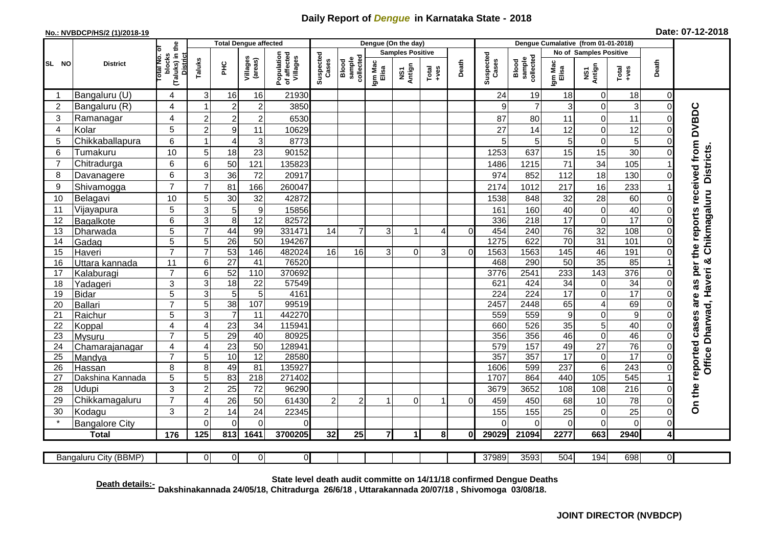# Daily Report of *Dengue* in Karnataka State - 2018

**No.: NVBDCP/HS/2 (1)/2018-19**

**Date: 07-12-2018**

| SL NO | District | Total No. of blocks (Taluks) in the District | Total Dengue affected | | | | Dengue (On the day) | | | | | | | Dengue Cumalative (from 01-01-2018) | | | | | | | |
|---|---|---|---|---|---|---|---|---|---|---|---|---|---|---|---|---|---|---|---|---|
| | | | Taluks | PHC | Villages (areas) | Population of affected Villages | Suspected Cases | Blood sample collected | Samples Positive | | | Death | Suspected Cases | Blood sample collected | No of Samples Positive | | | Death | |
| | | | | | | | | | Igm Mac Elisa | NS1 Antign | Total +ves | | | | Igm Mac Elisa | NS1 Antign | Total +ves | | |
| 1 | Bangaluru (U) | 4 | 3 | 16 | 16 | 21930 | | | | | | | 24 | 19 | 18 | 0 | 18 | 0 | On the reported cases are as per the reports received from DVBDC Office Dharwad, Haveri & Chikmagaluru Districts. |
| 2 | Bangaluru (R) | 4 | 1 | 2 | 2 | 3850 | | | | | | | 9 | 7 | 3 | 0 | 3 | 0 | |
| 3 | Ramanagar | 4 | 2 | 2 | 2 | 6530 | | | | | | | 87 | 80 | 11 | 0 | 11 | 0 | |
| 4 | Kolar | 5 | 2 | 9 | 11 | 10629 | | | | | | | 27 | 14 | 12 | 0 | 12 | 0 | |
| 5 | Chikkaballapura | 6 | 1 | 4 | 3 | 8773 | | | | | | | 5 | 5 | 5 | 0 | 5 | 0 | |
| 6 | Tumakuru | 10 | 5 | 18 | 23 | 90152 | | | | | | | 1253 | 637 | 15 | 15 | 30 | 0 | |
| 7 | Chitradurga | 6 | 6 | 50 | 121 | 135823 | | | | | | | 1486 | 1215 | 71 | 34 | 105 | 1 | |
| 8 | Davanagere | 6 | 3 | 36 | 72 | 20917 | | | | | | | 974 | 852 | 112 | 18 | 130 | 0 | |
| 9 | Shivamogga | 7 | 7 | 81 | 166 | 260047 | | | | | | | 2174 | 1012 | 217 | 16 | 233 | 1 | |
| 10 | Belagavi | 10 | 5 | 30 | 32 | 42872 | | | | | | | 1538 | 848 | 32 | 28 | 60 | 0 | |
| 11 | Vijayapura | 5 | 3 | 5 | 9 | 15856 | | | | | | | 161 | 160 | 40 | 0 | 40 | 0 | |
| 12 | Bagalkote | 6 | 3 | 8 | 12 | 82572 | | | | | | | 336 | 218 | 17 | 0 | 17 | 0 | |
| 13 | Dharwada | 5 | 7 | 44 | 99 | 331471 | 14 | 7 | 3 | 1 | 4 | 0 | 454 | 240 | 76 | 32 | 108 | 0 | |
| 14 | Gadag | 5 | 5 | 26 | 50 | 194267 | | | | | | | 1275 | 622 | 70 | 31 | 101 | 0 | |
| 15 | Haveri | 7 | 7 | 53 | 146 | 482024 | 16 | 16 | 3 | 0 | 3 | 0 | 1563 | 1563 | 145 | 46 | 191 | 0 | |
| 16 | Uttara kannada | 11 | 6 | 27 | 41 | 76520 | | | | | | | 468 | 290 | 50 | 35 | 85 | 1 | |
| 17 | Kalaburagi | 7 | 6 | 52 | 110 | 370692 | | | | | | | 3776 | 2541 | 233 | 143 | 376 | 0 | |
| 18 | Yadageri | 3 | 3 | 18 | 22 | 57549 | | | | | | | 621 | 424 | 34 | 0 | 34 | 0 | |
| 19 | Bidar | 5 | 3 | 5 | 5 | 4161 | | | | | | | 224 | 224 | 17 | 0 | 17 | 0 | |
| 20 | Ballari | 7 | 5 | 38 | 107 | 99519 | | | | | | | 2457 | 2448 | 65 | 4 | 69 | 0 | |
| 21 | Raichur | 5 | 3 | 7 | 11 | 442270 | | | | | | | 559 | 559 | 9 | 0 | 9 | 0 | |
| 22 | Koppal | 4 | 4 | 23 | 34 | 115941 | | | | | | | 660 | 526 | 35 | 5 | 40 | 0 | |
| 23 | Mysuru | 7 | 5 | 29 | 40 | 80925 | | | | | | | 356 | 356 | 46 | 0 | 46 | 0 | |
| 24 | Chamarajanagar | 4 | 4 | 23 | 50 | 128941 | | | | | | | 579 | 157 | 49 | 27 | 76 | 0 | |
| 25 | Mandya | 7 | 5 | 10 | 12 | 28580 | | | | | | | 357 | 357 | 17 | 0 | 17 | 0 | |
| 26 | Hassan | 8 | 8 | 49 | 81 | 135927 | | | | | | | 1606 | 599 | 237 | 6 | 243 | 0 | |
| 27 | Dakshina Kannada | 5 | 5 | 83 | 218 | 271402 | | | | | | | 1707 | 864 | 440 | 105 | 545 | 1 | |
| 28 | Udupi | 3 | 2 | 25 | 72 | 96290 | | | | | | | 3679 | 3652 | 108 | 108 | 216 | 0 | |
| 29 | Chikkamagaluru | 7 | 4 | 26 | 50 | 61430 | 2 | 2 | 1 | 0 | 1 | 0 | 459 | 450 | 68 | 10 | 78 | 0 | |
| 30 | Kodagu | 3 | 2 | 14 | 24 | 22345 | | | | | | | 155 | 155 | 25 | 0 | 25 | 0 | |
| * | Bangalore City | | 0 | 0 | 0 | 0 | | | | | | | 0 | 0 | 0 | 0 | 0 | 0 | |
| **Total** | | **176** | **125** | **813** | **1641** | **3700205** | **32** | **25** | **7** | **1** | **8** | **0** | **29029** | **21094** | **2277** | **663** | **2940** | **4** | |

| Bangaluru City (BBMP) | | 0 | 0 | 0 | 0 | | | | | | | 37989 | 3593 | 504 | 194 | 698 | 0 |
|---|---|---|---|---|---|---|---|---|---|---|---|---|---|---|---|---|---|

**Death details:-** State level death audit committe on 14/11/18 confirmed Dengue Deaths Dakshinakannada 24/05/18, Chitradurga 26/6/18 , Uttarakannada 20/07/18 , Shivomoga 03/08/18.

**JOINT DIRECTOR (NVBDCP)**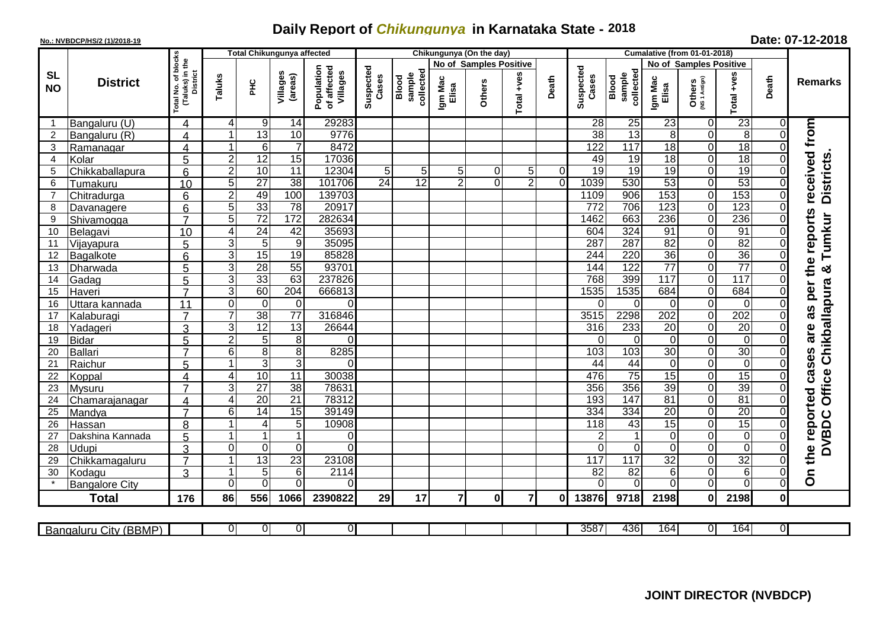# Daily Report of *Chikungunya* in Karnataka State - 2018

**No.: NVBDCP/HS/2 (1)/2018-19**

**Date: 07-12-2018**

| SL NO | District | Total No. of blocks (Taluks) in the District | Total Chikungunya affected | | | | Chikungunya (On the day) | | | | | | | Cumalative (from 01-01-2018) | | | | | | | Remarks |
|---|---|---|---|---|---|---|---|---|---|---|---|---|---|---|---|---|---|---|---|---|---|
| | | | Taluks | PHC | Villages (areas) | Population of affected Villages | Suspected Cases | Blood sample collected | No of Samples Positive | | | Death | Suspected Cases | Blood sample collected | No of Samples Positive | | | Death | |
| | | | | | | | | | Igm Mac Elisa | Others | Total +ves | | | | Igm Mac Elisa | Others (NS 1 Antign) | Total +ves | | |
| 1 | Bangaluru (U) | 4 | 4 | 9 | 14 | 29283 | | | | | | | 28 | 25 | 23 | 0 | 23 | 0 | On the reported cases are as per the reports received from DVBDC Office Chikballapura & Tumkur Districts. |
| 2 | Bangaluru (R) | 4 | 1 | 13 | 10 | 9776 | | | | | | | 38 | 13 | 8 | 0 | 8 | 0 | |
| 3 | Ramanagar | 4 | 1 | 6 | 7 | 8472 | | | | | | | 122 | 117 | 18 | 0 | 18 | 0 | |
| 4 | Kolar | 5 | 2 | 12 | 15 | 17036 | | | | | | | 49 | 19 | 18 | 0 | 18 | 0 | |
| 5 | Chikkaballapura | 6 | 2 | 10 | 11 | 12304 | 5 | 5 | 5 | 0 | 5 | 0 | 19 | 19 | 19 | 0 | 19 | 0 | |
| 6 | Tumakuru | 10 | 5 | 27 | 38 | 101706 | 24 | 12 | 2 | 0 | 2 | 0 | 1039 | 530 | 53 | 0 | 53 | 0 | |
| 7 | Chitradurga | 6 | 2 | 49 | 100 | 139703 | | | | | | | 1109 | 906 | 153 | 0 | 153 | 0 | |
| 8 | Davanagere | 6 | 5 | 33 | 78 | 20917 | | | | | | | 772 | 706 | 123 | 0 | 123 | 0 | |
| 9 | Shivamogga | 7 | 5 | 72 | 172 | 282634 | | | | | | | 1462 | 663 | 236 | 0 | 236 | 0 | |
| 10 | Belagavi | 10 | 4 | 24 | 42 | 35693 | | | | | | | 604 | 324 | 91 | 0 | 91 | 0 | |
| 11 | Vijayapura | 5 | 3 | 5 | 9 | 35095 | | | | | | | 287 | 287 | 82 | 0 | 82 | 0 | |
| 12 | Bagalkote | 6 | 3 | 15 | 19 | 85828 | | | | | | | 244 | 220 | 36 | 0 | 36 | 0 | |
| 13 | Dharwada | 5 | 3 | 28 | 55 | 93701 | | | | | | | 144 | 122 | 77 | 0 | 77 | 0 | |
| 14 | Gadag | 5 | 3 | 33 | 63 | 237826 | | | | | | | 768 | 399 | 117 | 0 | 117 | 0 | |
| 15 | Haveri | 7 | 3 | 60 | 204 | 666813 | | | | | | | 1535 | 1535 | 684 | 0 | 684 | 0 | |
| 16 | Uttara kannada | 11 | 0 | 0 | 0 | 0 | | | | | | | 0 | 0 | 0 | 0 | 0 | 0 | |
| 17 | Kalaburagi | 7 | 7 | 38 | 77 | 316846 | | | | | | | 3515 | 2298 | 202 | 0 | 202 | 0 | |
| 18 | Yadageri | 3 | 3 | 12 | 13 | 26644 | | | | | | | 316 | 233 | 20 | 0 | 20 | 0 | |
| 19 | Bidar | 5 | 2 | 5 | 8 | 0 | | | | | | | 0 | 0 | 0 | 0 | 0 | 0 | |
| 20 | Ballari | 7 | 6 | 8 | 8 | 8285 | | | | | | | 103 | 103 | 30 | 0 | 30 | 0 | |
| 21 | Raichur | 5 | 1 | 3 | 3 | 0 | | | | | | | 44 | 44 | 0 | 0 | 0 | 0 | |
| 22 | Koppal | 4 | 4 | 10 | 11 | 30038 | | | | | | | 476 | 75 | 15 | 0 | 15 | 0 | |
| 23 | Mysuru | 7 | 3 | 27 | 38 | 78631 | | | | | | | 356 | 356 | 39 | 0 | 39 | 0 | |
| 24 | Chamarajanagar | 4 | 4 | 20 | 21 | 78312 | | | | | | | 193 | 147 | 81 | 0 | 81 | 0 | |
| 25 | Mandya | 7 | 6 | 14 | 15 | 39149 | | | | | | | 334 | 334 | 20 | 0 | 20 | 0 | |
| 26 | Hassan | 8 | 1 | 4 | 5 | 10908 | | | | | | | 118 | 43 | 15 | 0 | 15 | 0 | |
| 27 | Dakshina Kannada | 5 | 1 | 1 | 1 | 0 | | | | | | | 2 | 1 | 0 | 0 | 0 | 0 | |
| 28 | Udupi | 3 | 0 | 0 | 0 | 0 | | | | | | | 0 | 0 | 0 | 0 | 0 | 0 | |
| 29 | Chikkamagaluru | 7 | 1 | 13 | 23 | 23108 | | | | | | | 117 | 117 | 32 | 0 | 32 | 0 | |
| 30 | Kodagu | 3 | 1 | 5 | 6 | 2114 | | | | | | | 82 | 82 | 6 | 0 | 6 | 0 | |
| * | Bangalore City | | 0 | 0 | 0 | 0 | | | | | | | 0 | 0 | 0 | 0 | 0 | 0 | |
| **Total** | | **176** | **86** | **556** | **1066** | **2390822** | **29** | **17** | **7** | **0** | **7** | **0** | **13876** | **9718** | **2198** | **0** | **2198** | **0** | |

| | | | | | | | | | | | | | | | | | | | |
|---|---|---|---|---|---|---|---|---|---|---|---|---|---|---|---|---|---|---|---|
| Bangaluru City (BBMP) | | 0 | 0 | 0 | 0 | | | | | | | 3587 | 436 | 164 | 0 | 164 | 0 | |

**JOINT DIRECTOR (NVBDCP)**